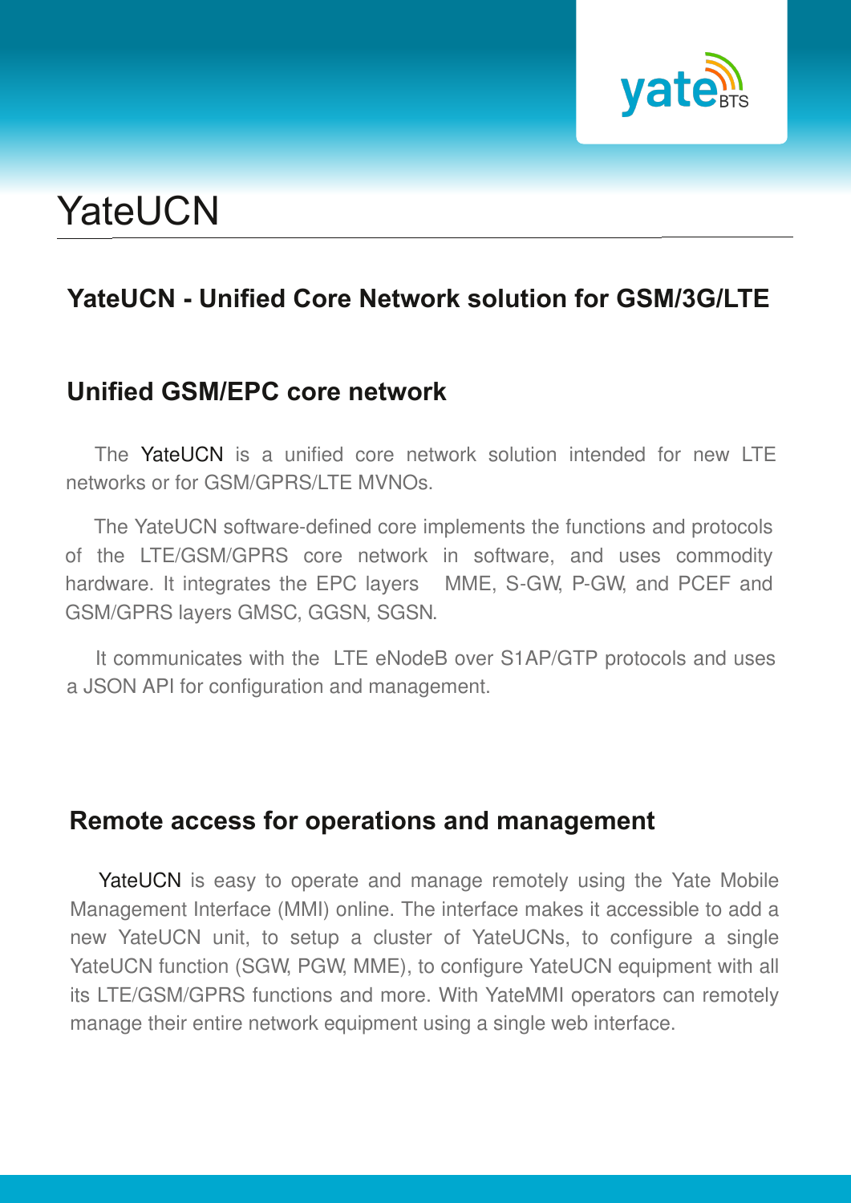# YateUCN

## YateUCN - Unified Core Network solution for GSM/3G/LTE

### Unified GSM/EPC core network

The YateUCN is a unified core network solution intended for new LTE networks or for GSM/GPRS/LTE MVNOs.

The YateUCN software-defined core implements the functions and protocols of the LTE/GSM/GPRS core network in software, and uses commodity hardware. It integrates the EPC layers MME, S-GW, P-GW, and PCEF and GSM/GPRS layers GMSC, GGSN, SGSN.

It communicates with the LTE eNodeB over S1AP/GTP protocols and uses a JSON API for configuration and management.

### Remote access for operations and management

YateUCN is easy to operate and manage remotely using the Yate Mobile Management Interface (MMI) online. The interface makes it accessible to add a new YateUCN unit, to setup a cluster of YateUCNs, to configure a single YateUCN function (SGW, PGW, MME), to configure YateUCN equipment with all its LTE/GSM/GPRS functions and more. With YateMMI operators can remotely manage their entire network equipment using a single web interface.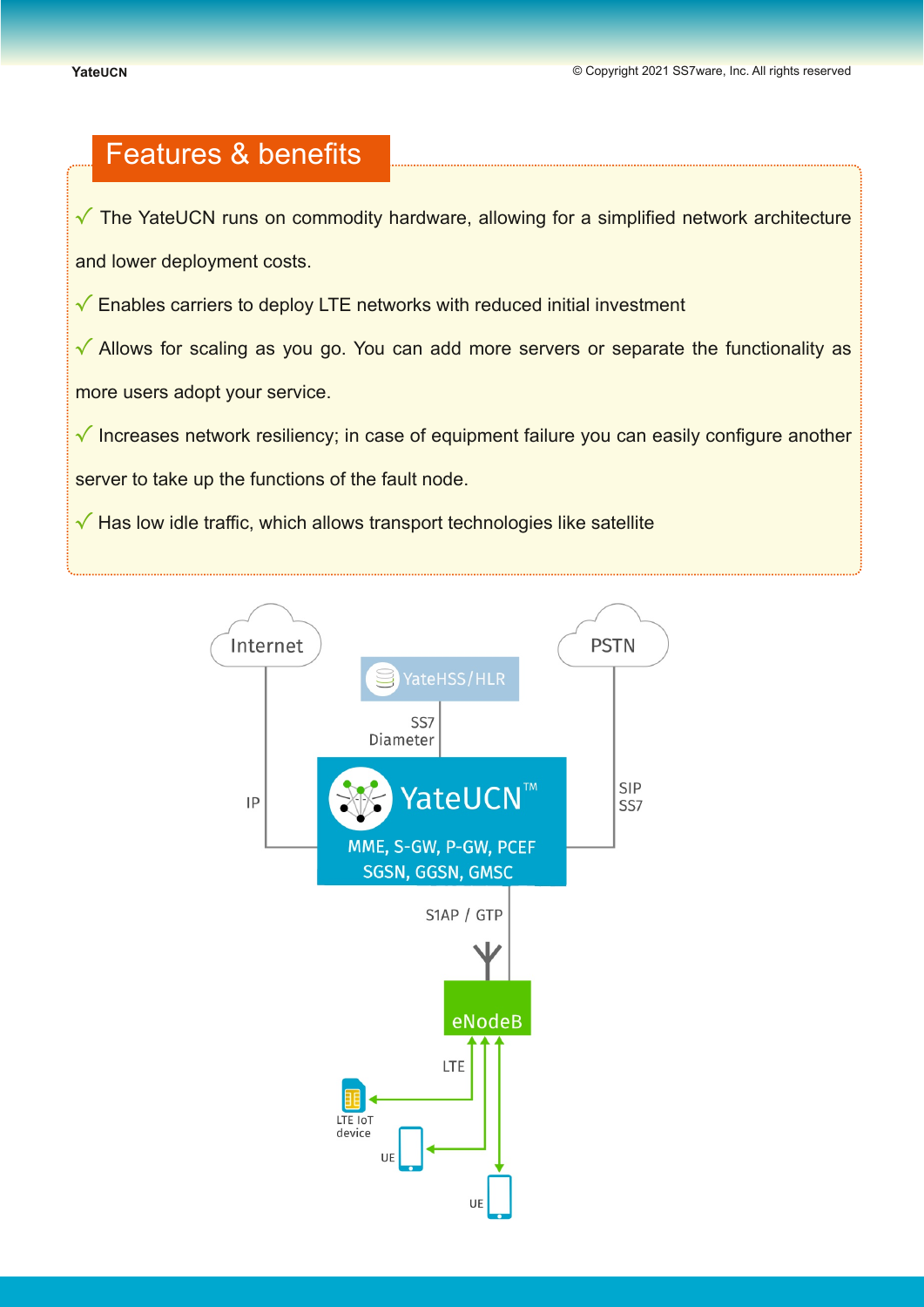## Features & benefits

- √ The YateUCN runs on commodity hardware, allowing for a simplified network architecture and lower deployment costs.
- √ Enables carriers to deploy LTE networks with reduced initial investment
- √ Allows for scaling as you go. You can add more servers or separate the functionality as more users adopt your service.
- √ Increases network resiliency; in case of equipment failure you can easily configure another server to take up the functions of the fault node.
- √ Has low idle traffic, which allows transport technologies like satellite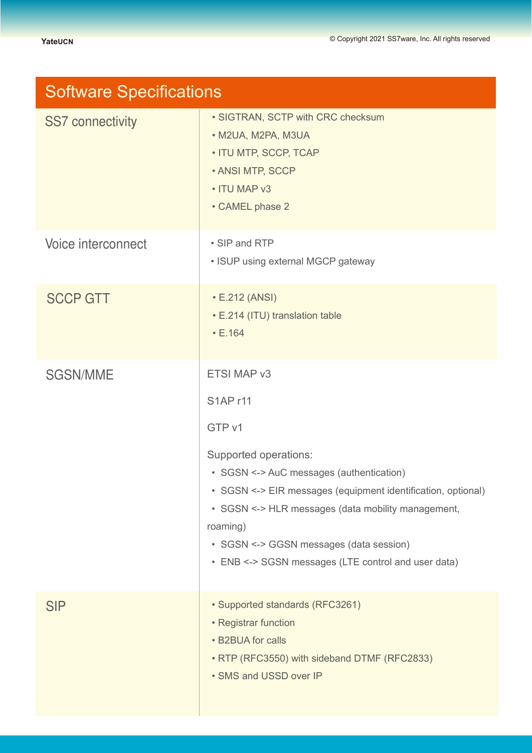## Software Specifications

| | |
|---|---|
| SS7 connectivity | • SIGTRAN, SCTP with CRC checksum<br>• M2UA, M2PA, M3UA<br>• ITU MTP, SCCP, TCAP<br>• ANSI MTP, SCCP<br>• ITU MAP v3<br>• CAMEL phase 2 |
| Voice interconnect | • SIP and RTP<br>• ISUP using external MGCP gateway |
| SCCP GTT | • E.212 (ANSI)<br>• E.214 (ITU) translation table<br>• E.164 |
| SGSN/MME | ETSI MAP v3<br>S1AP r11<br>GTP v1<br>Supported operations:<br>• SGSN <-> AuC messages (authentication)<br>• SGSN <-> EIR messages (equipment identification, optional)<br>• SGSN <-> HLR messages (data mobility management, roaming)<br>• SGSN <-> GGSN messages (data session)<br>• ENB <-> SGSN messages (LTE control and user data) |
| SIP | • Supported standards (RFC3261)<br>• Registrar function<br>• B2BUA for calls<br>• RTP (RFC3550) with sideband DTMF (RFC2833)<br>• SMS and USSD over IP |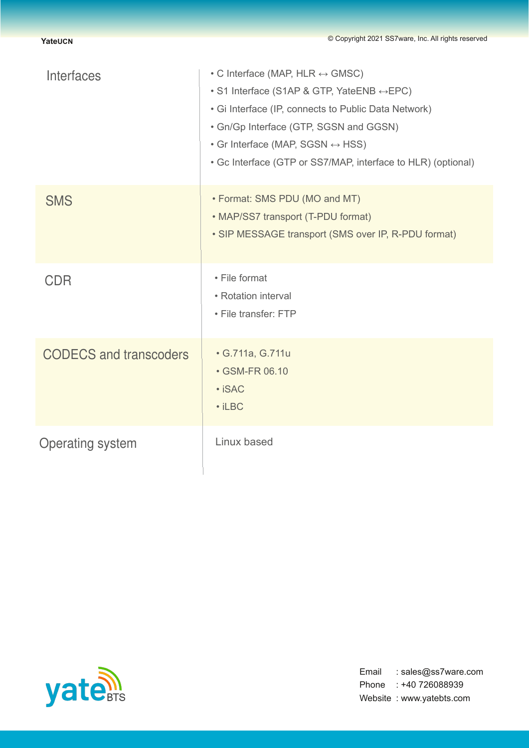| | |
|---|---|
| Interfaces | • C Interface (MAP, HLR ↔ GMSC)<br>• S1 Interface (S1AP & GTP, YateENB ↔EPC)<br>• Gi Interface (IP, connects to Public Data Network)<br>• Gn/Gp Interface (GTP, SGSN and GGSN)<br>• Gr Interface (MAP, SGSN ↔ HSS)<br>• Gc Interface (GTP or SS7/MAP, interface to HLR) (optional) |
| SMS | • Format: SMS PDU (MO and MT)<br>• MAP/SS7 transport (T-PDU format)<br>• SIP MESSAGE transport (SMS over IP, R-PDU format) |
| CDR | • File format<br>• Rotation interval<br>• File transfer: FTP |
| CODECS and transcoders | • G.711a, G.711u<br>• GSM-FR 06.10<br>• iSAC<br>• iLBC |
| Operating system | Linux based |

Email : sales@ss7ware.com
Phone : +40 726088939
Website : www.yatebts.com